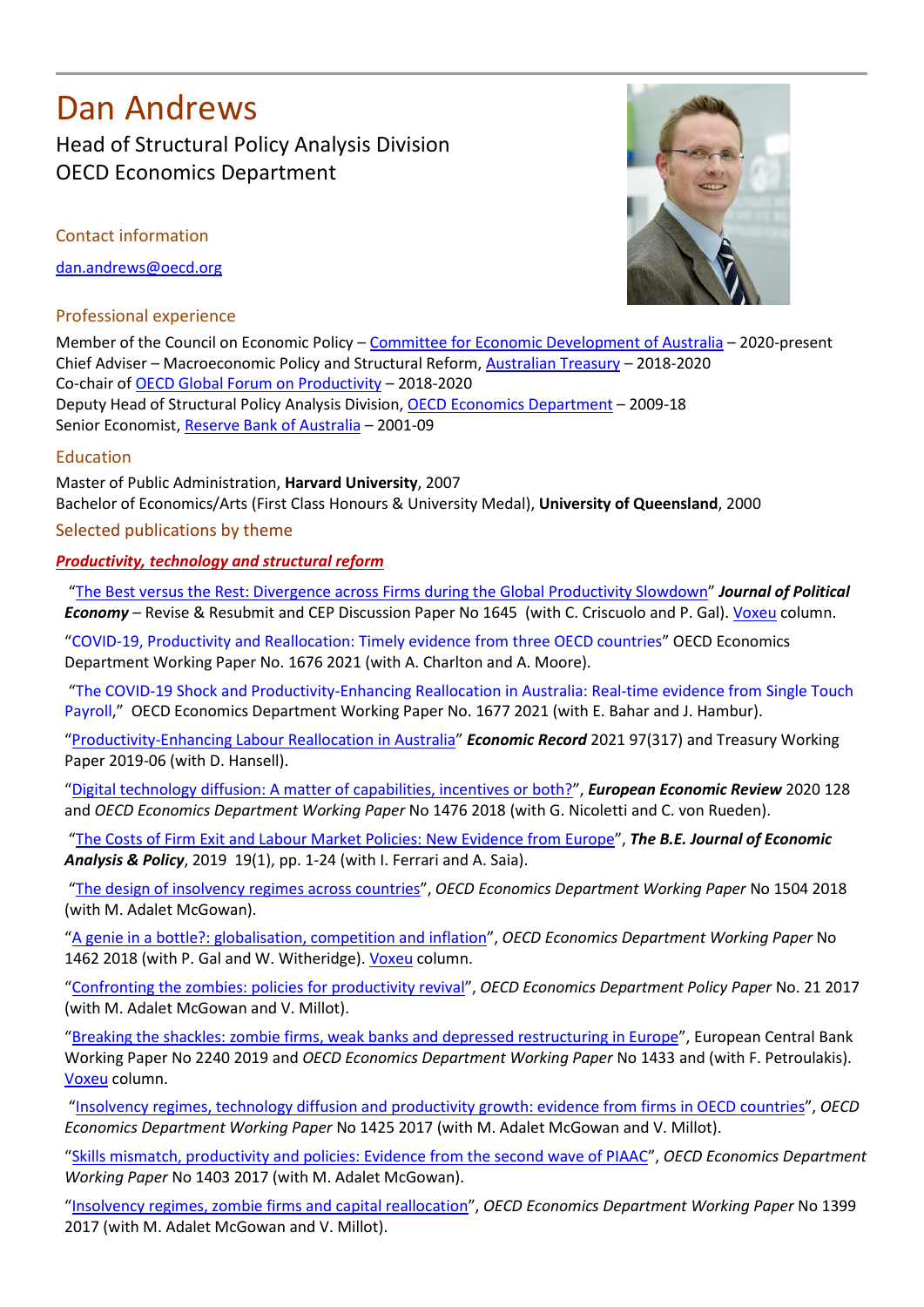# Dan Andrews

Head of Structural Policy Analysis Division
OECD Economics Department

## Contact information

dan.andrews@oecd.org

## Professional experience

Member of the Council on Economic Policy – Committee for Economic Development of Australia – 2020-present
Chief Adviser – Macroeconomic Policy and Structural Reform, Australian Treasury – 2018-2020
Co-chair of OECD Global Forum on Productivity – 2018-2020
Deputy Head of Structural Policy Analysis Division, OECD Economics Department – 2009-18
Senior Economist, Reserve Bank of Australia – 2001-09

## Education

Master of Public Administration, **Harvard University**, 2007
Bachelor of Economics/Arts (First Class Honours & University Medal), **University of Queensland**, 2000

## Selected publications by theme

***Productivity, technology and structural reform***

"The Best versus the Rest: Divergence across Firms during the Global Productivity Slowdown" ***Journal of Political Economy*** – Revise & Resubmit and CEP Discussion Paper No 1645 (with C. Criscuolo and P. Gal). Voxeu column.

"COVID-19, Productivity and Reallocation: Timely evidence from three OECD countries" OECD Economics Department Working Paper No. 1676 2021 (with A. Charlton and A. Moore).

"The COVID-19 Shock and Productivity-Enhancing Reallocation in Australia: Real-time evidence from Single Touch Payroll," OECD Economics Department Working Paper No. 1677 2021 (with E. Bahar and J. Hambur).

"Productivity-Enhancing Labour Reallocation in Australia" ***Economic Record*** 2021 97(317) and Treasury Working Paper 2019-06 (with D. Hansell).

"Digital technology diffusion: A matter of capabilities, incentives or both?", ***European Economic Review*** 2020 128 and *OECD Economics Department Working Paper* No 1476 2018 (with G. Nicoletti and C. von Rueden).

"The Costs of Firm Exit and Labour Market Policies: New Evidence from Europe", ***The B.E. Journal of Economic Analysis & Policy***, 2019 19(1), pp. 1-24 (with I. Ferrari and A. Saia).

"The design of insolvency regimes across countries", *OECD Economics Department Working Paper* No 1504 2018 (with M. Adalet McGowan).

"A genie in a bottle?: globalisation, competition and inflation", *OECD Economics Department Working Paper* No 1462 2018 (with P. Gal and W. Witheridge). Voxeu column.

"Confronting the zombies: policies for productivity revival", *OECD Economics Department Policy Paper* No. 21 2017 (with M. Adalet McGowan and V. Millot).

"Breaking the shackles: zombie firms, weak banks and depressed restructuring in Europe", European Central Bank Working Paper No 2240 2019 and *OECD Economics Department Working Paper* No 1433 and (with F. Petroulakis). Voxeu column.

"Insolvency regimes, technology diffusion and productivity growth: evidence from firms in OECD countries", *OECD Economics Department Working Paper* No 1425 2017 (with M. Adalet McGowan and V. Millot).

"Skills mismatch, productivity and policies: Evidence from the second wave of PIAAC", *OECD Economics Department Working Paper* No 1403 2017 (with M. Adalet McGowan).

"Insolvency regimes, zombie firms and capital reallocation", *OECD Economics Department Working Paper* No 1399 2017 (with M. Adalet McGowan and V. Millot).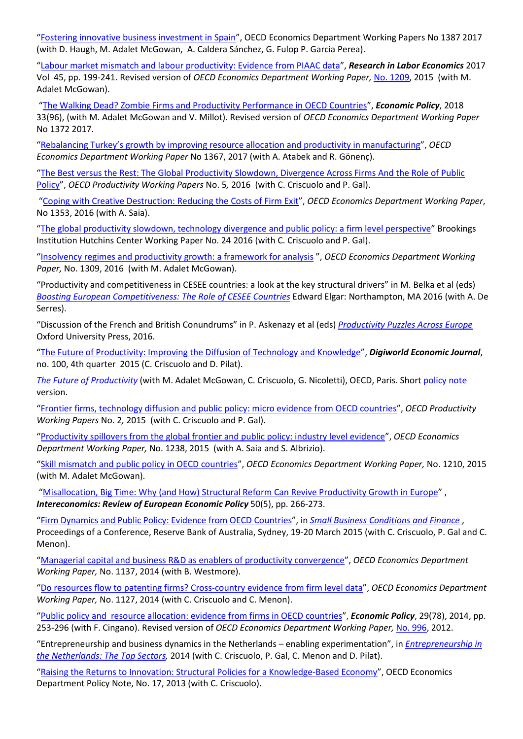"[Fostering innovative business investment in Spain]", OECD Economics Department Working Papers No 1387 2017 (with D. Haugh, M. Adalet McGowan, A. Caldera Sánchez, G. Fulop P. Garcia Perea).

"[Labour market mismatch and labour productivity: Evidence from PIAAC data]", ***Research in Labor Economics*** 2017 Vol 45, pp. 199-241. Revised version of *OECD Economics Department Working Paper,* No. 1209, 2015 (with M. Adalet McGowan).

"[The Walking Dead? Zombie Firms and Productivity Performance in OECD Countries]", ***Economic Policy***, 2018 33(96), (with M. Adalet McGowan and V. Millot). Revised version of *OECD Economics Department Working Paper* No 1372 2017.

"[Rebalancing Turkey's growth by improving resource allocation and productivity in manufacturing]", *OECD Economics Department Working Paper* No 1367, 2017 (with A. Atabek and R. Gönenç).

"[The Best versus the Rest: The Global Productivity Slowdown, Divergence Across Firms And the Role of Public Policy]", *OECD Productivity Working Papers* No. 5*,* 2016 (with C. Criscuolo and P. Gal).

"[Coping with Creative Destruction: Reducing the Costs of Firm Exit]", *OECD Economics Department Working Paper*, No 1353, 2016 (with A. Saia).

"[The global productivity slowdown, technology divergence and public policy: a firm level perspective]" Brookings Institution Hutchins Center Working Paper No. 24 2016 (with C. Criscuolo and P. Gal).

"[Insolvency regimes and productivity growth: a framework for analysis]", *OECD Economics Department Working Paper,* No. 1309, 2016 (with M. Adalet McGowan).

"Productivity and competitiveness in CESEE countries: a look at the key structural drivers" in M. Belka et al (eds) *Boosting European Competitiveness: The Role of CESEE Countries* Edward Elgar: Northampton, MA 2016 (with A. De Serres).

"Discussion of the French and British Conundrums" in P. Askenazy et al (eds) *Productivity Puzzles Across Europe* Oxford University Press, 2016.

"[The Future of Productivity: Improving the Diffusion of Technology and Knowledge]", ***Digiworld Economic Journal***, no. 100, 4th quarter 2015 (C. Criscuolo and D. Pilat).

*The Future of Productivity* (with M. Adalet McGowan, C. Criscuolo, G. Nicoletti), OECD, Paris. Short policy note version.

"[Frontier firms, technology diffusion and public policy: micro evidence from OECD countries]", *OECD Productivity Working Papers* No. 2*,* 2015 (with C. Criscuolo and P. Gal).

"[Productivity spillovers from the global frontier and public policy: industry level evidence]", *OECD Economics Department Working Paper,* No. 1238, 2015 (with A. Saia and S. Albrizio).

"[Skill mismatch and public policy in OECD countries]", *OECD Economics Department Working Paper,* No. 1210, 2015 (with M. Adalet McGowan).

"[Misallocation, Big Time: Why (and How) Structural Reform Can Revive Productivity Growth in Europe]", ***Intereconomics: Review of European Economic Policy*** 50(5), pp. 266-273.

"[Firm Dynamics and Public Policy: Evidence from OECD Countries]", in *Small Business Conditions and Finance* , Proceedings of a Conference, Reserve Bank of Australia, Sydney, 19-20 March 2015 (with C. Criscuolo, P. Gal and C. Menon).

"[Managerial capital and business R&D as enablers of productivity convergence]", *OECD Economics Department Working Paper,* No. 1137, 2014 (with B. Westmore).

"[Do resources flow to patenting firms? Cross-country evidence from firm level data]", *OECD Economics Department Working Paper,* No. 1127, 2014 (with C. Criscuolo and C. Menon).

"[Public policy and resource allocation: evidence from firms in OECD countries]", ***Economic Policy***, 29(78), 2014, pp. 253-296 (with F. Cingano). Revised version of *OECD Economics Department Working Paper,* No. 996, 2012.

"Entrepreneurship and business dynamics in the Netherlands – enabling experimentation", in *Entrepreneurship in the Netherlands: The Top Sectors,* 2014 (with C. Criscuolo, P. Gal, C. Menon and D. Pilat).

"[Raising the Returns to Innovation: Structural Policies for a Knowledge-Based Economy]", OECD Economics Department Policy Note, No. 17, 2013 (with C. Criscuolo).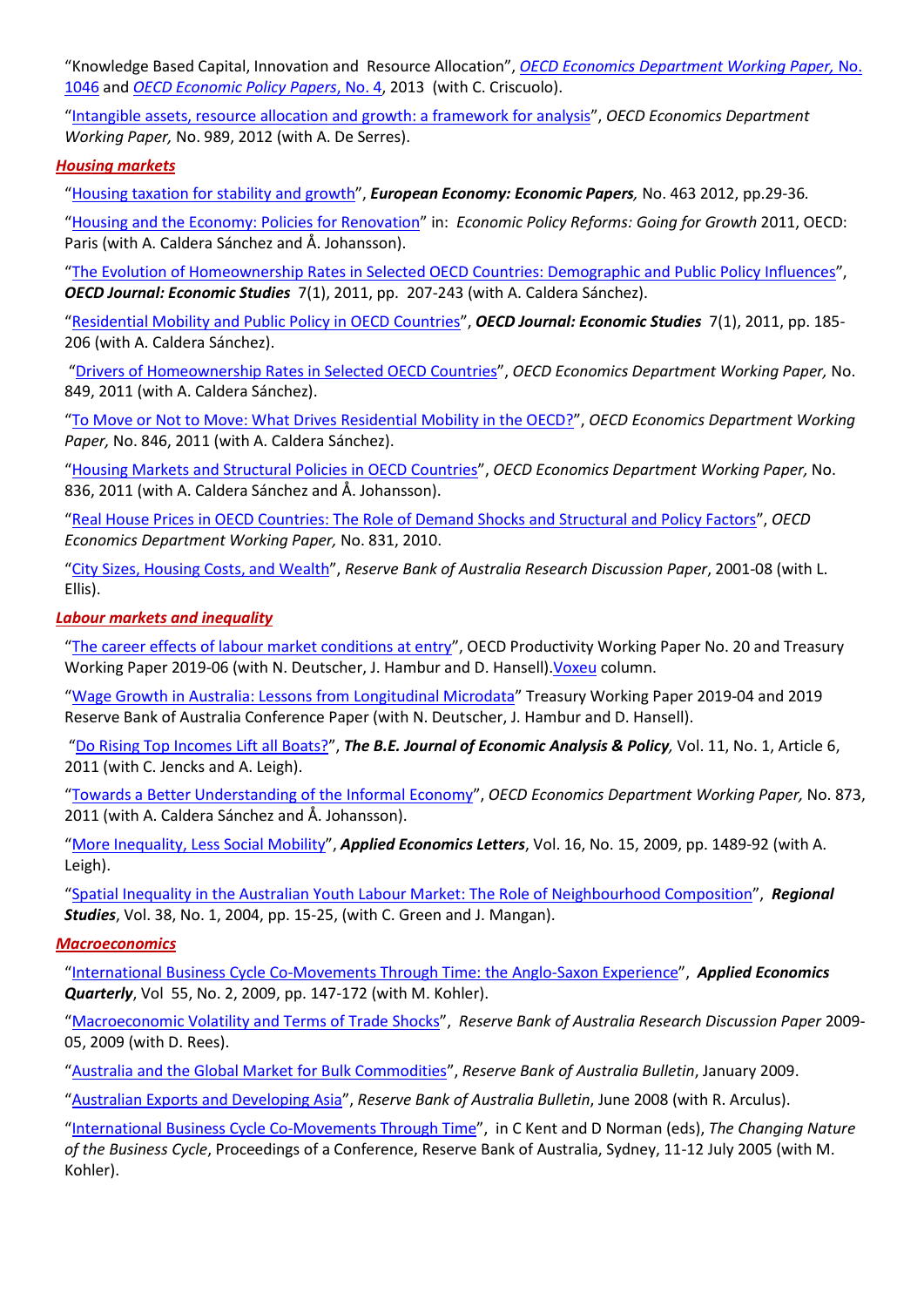"Knowledge Based Capital, Innovation and Resource Allocation", *OECD Economics Department Working Paper, No. 1046* and *OECD Economic Policy Papers, No. 4*, 2013 (with C. Criscuolo).

"Intangible assets, resource allocation and growth: a framework for analysis", *OECD Economics Department Working Paper,* No. 989, 2012 (with A. De Serres).

***Housing markets***

"Housing taxation for stability and growth", ***European Economy: Economic Papers,*** No. 463 2012, pp.29-36.

"Housing and the Economy: Policies for Renovation" in: *Economic Policy Reforms: Going for Growth* 2011, OECD: Paris (with A. Caldera Sánchez and Å. Johansson).

"The Evolution of Homeownership Rates in Selected OECD Countries: Demographic and Public Policy Influences", ***OECD Journal: Economic Studies*** 7(1), 2011, pp. 207-243 (with A. Caldera Sánchez).

"Residential Mobility and Public Policy in OECD Countries", ***OECD Journal: Economic Studies*** 7(1), 2011, pp. 185-206 (with A. Caldera Sánchez).

"Drivers of Homeownership Rates in Selected OECD Countries", *OECD Economics Department Working Paper,* No. 849, 2011 (with A. Caldera Sánchez).

"To Move or Not to Move: What Drives Residential Mobility in the OECD?", *OECD Economics Department Working Paper,* No. 846, 2011 (with A. Caldera Sánchez).

"Housing Markets and Structural Policies in OECD Countries", *OECD Economics Department Working Paper,* No. 836, 2011 (with A. Caldera Sánchez and Å. Johansson).

"Real House Prices in OECD Countries: The Role of Demand Shocks and Structural and Policy Factors", *OECD Economics Department Working Paper,* No. 831, 2010.

"City Sizes, Housing Costs, and Wealth", *Reserve Bank of Australia Research Discussion Paper*, 2001-08 (with L. Ellis).

***Labour markets and inequality***

"The career effects of labour market conditions at entry", OECD Productivity Working Paper No. 20 and Treasury Working Paper 2019-06 (with N. Deutscher, J. Hambur and D. Hansell).Voxeu column.

"Wage Growth in Australia: Lessons from Longitudinal Microdata" Treasury Working Paper 2019-04 and 2019 Reserve Bank of Australia Conference Paper (with N. Deutscher, J. Hambur and D. Hansell).

"Do Rising Top Incomes Lift all Boats?", ***The B.E. Journal of Economic Analysis & Policy,*** Vol. 11, No. 1, Article 6, 2011 (with C. Jencks and A. Leigh).

"Towards a Better Understanding of the Informal Economy", *OECD Economics Department Working Paper,* No. 873, 2011 (with A. Caldera Sánchez and Å. Johansson).

"More Inequality, Less Social Mobility", ***Applied Economics Letters***, Vol. 16, No. 15, 2009, pp. 1489-92 (with A. Leigh).

"Spatial Inequality in the Australian Youth Labour Market: The Role of Neighbourhood Composition", ***Regional Studies***, Vol. 38, No. 1, 2004, pp. 15-25, (with C. Green and J. Mangan).

***Macroeconomics***

"International Business Cycle Co-Movements Through Time: the Anglo-Saxon Experience", ***Applied Economics Quarterly***, Vol 55, No. 2, 2009, pp. 147-172 (with M. Kohler).

"Macroeconomic Volatility and Terms of Trade Shocks", *Reserve Bank of Australia Research Discussion Paper* 2009-05, 2009 (with D. Rees).

"Australia and the Global Market for Bulk Commodities", *Reserve Bank of Australia Bulletin*, January 2009.

"Australian Exports and Developing Asia", *Reserve Bank of Australia Bulletin*, June 2008 (with R. Arculus).

"International Business Cycle Co-Movements Through Time", in C Kent and D Norman (eds), *The Changing Nature of the Business Cycle*, Proceedings of a Conference, Reserve Bank of Australia, Sydney, 11-12 July 2005 (with M. Kohler).